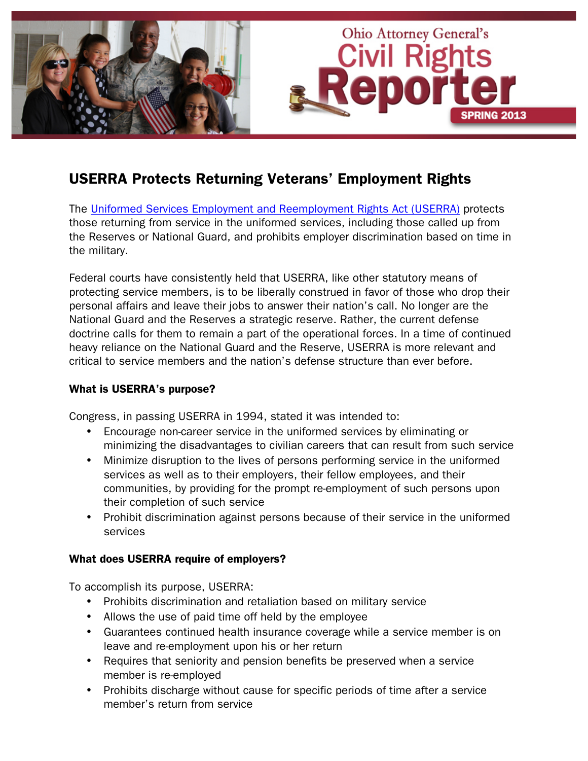Ohio Attorney General's Civil Rights Reporter

SPRING 2013

# USERRA Protects Returning Veterans' Employment Rights

The [Uniformed Services Employment and Reemployment Rights Act (USERRA)] protects those returning from service in the uniformed services, including those called up from the Reserves or National Guard, and prohibits employer discrimination based on time in the military.

Federal courts have consistently held that USERRA, like other statutory means of protecting service members, is to be liberally construed in favor of those who drop their personal affairs and leave their jobs to answer their nation's call. No longer are the National Guard and the Reserves a strategic reserve. Rather, the current defense doctrine calls for them to remain a part of the operational forces. In a time of continued heavy reliance on the National Guard and the Reserve, USERRA is more relevant and critical to service members and the nation's defense structure than ever before.

### What is USERRA's purpose?

Congress, in passing USERRA in 1994, stated it was intended to:

- Encourage non-career service in the uniformed services by eliminating or minimizing the disadvantages to civilian careers that can result from such service
- Minimize disruption to the lives of persons performing service in the uniformed services as well as to their employers, their fellow employees, and their communities, by providing for the prompt re-employment of such persons upon their completion of such service
- Prohibit discrimination against persons because of their service in the uniformed services

### What does USERRA require of employers?

To accomplish its purpose, USERRA:

- Prohibits discrimination and retaliation based on military service
- Allows the use of paid time off held by the employee
- Guarantees continued health insurance coverage while a service member is on leave and re-employment upon his or her return
- Requires that seniority and pension benefits be preserved when a service member is re-employed
- Prohibits discharge without cause for specific periods of time after a service member's return from service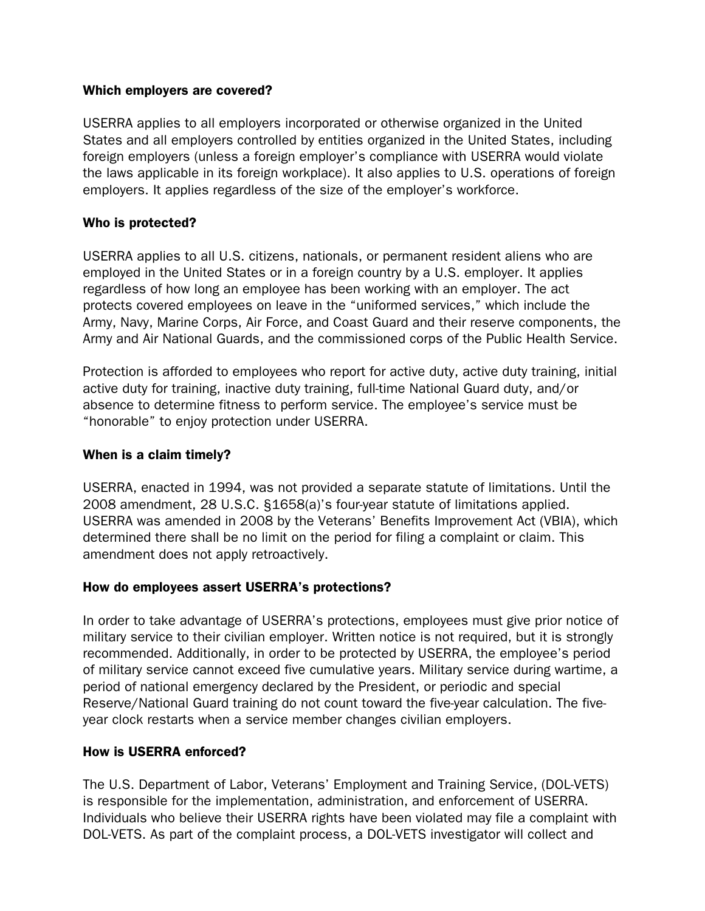### Which employers are covered?

USERRA applies to all employers incorporated or otherwise organized in the United States and all employers controlled by entities organized in the United States, including foreign employers (unless a foreign employer's compliance with USERRA would violate the laws applicable in its foreign workplace). It also applies to U.S. operations of foreign employers. It applies regardless of the size of the employer's workforce.

### Who is protected?

USERRA applies to all U.S. citizens, nationals, or permanent resident aliens who are employed in the United States or in a foreign country by a U.S. employer. It applies regardless of how long an employee has been working with an employer. The act protects covered employees on leave in the "uniformed services," which include the Army, Navy, Marine Corps, Air Force, and Coast Guard and their reserve components, the Army and Air National Guards, and the commissioned corps of the Public Health Service.

Protection is afforded to employees who report for active duty, active duty training, initial active duty for training, inactive duty training, full-time National Guard duty, and/or absence to determine fitness to perform service. The employee's service must be "honorable" to enjoy protection under USERRA.

### When is a claim timely?

USERRA, enacted in 1994, was not provided a separate statute of limitations. Until the 2008 amendment, 28 U.S.C. §1658(a)'s four-year statute of limitations applied. USERRA was amended in 2008 by the Veterans' Benefits Improvement Act (VBIA), which determined there shall be no limit on the period for filing a complaint or claim. This amendment does not apply retroactively.

### How do employees assert USERRA's protections?

In order to take advantage of USERRA's protections, employees must give prior notice of military service to their civilian employer. Written notice is not required, but it is strongly recommended. Additionally, in order to be protected by USERRA, the employee's period of military service cannot exceed five cumulative years. Military service during wartime, a period of national emergency declared by the President, or periodic and special Reserve/National Guard training do not count toward the five-year calculation. The five-year clock restarts when a service member changes civilian employers.

### How is USERRA enforced?

The U.S. Department of Labor, Veterans' Employment and Training Service, (DOL-VETS) is responsible for the implementation, administration, and enforcement of USERRA. Individuals who believe their USERRA rights have been violated may file a complaint with DOL-VETS. As part of the complaint process, a DOL-VETS investigator will collect and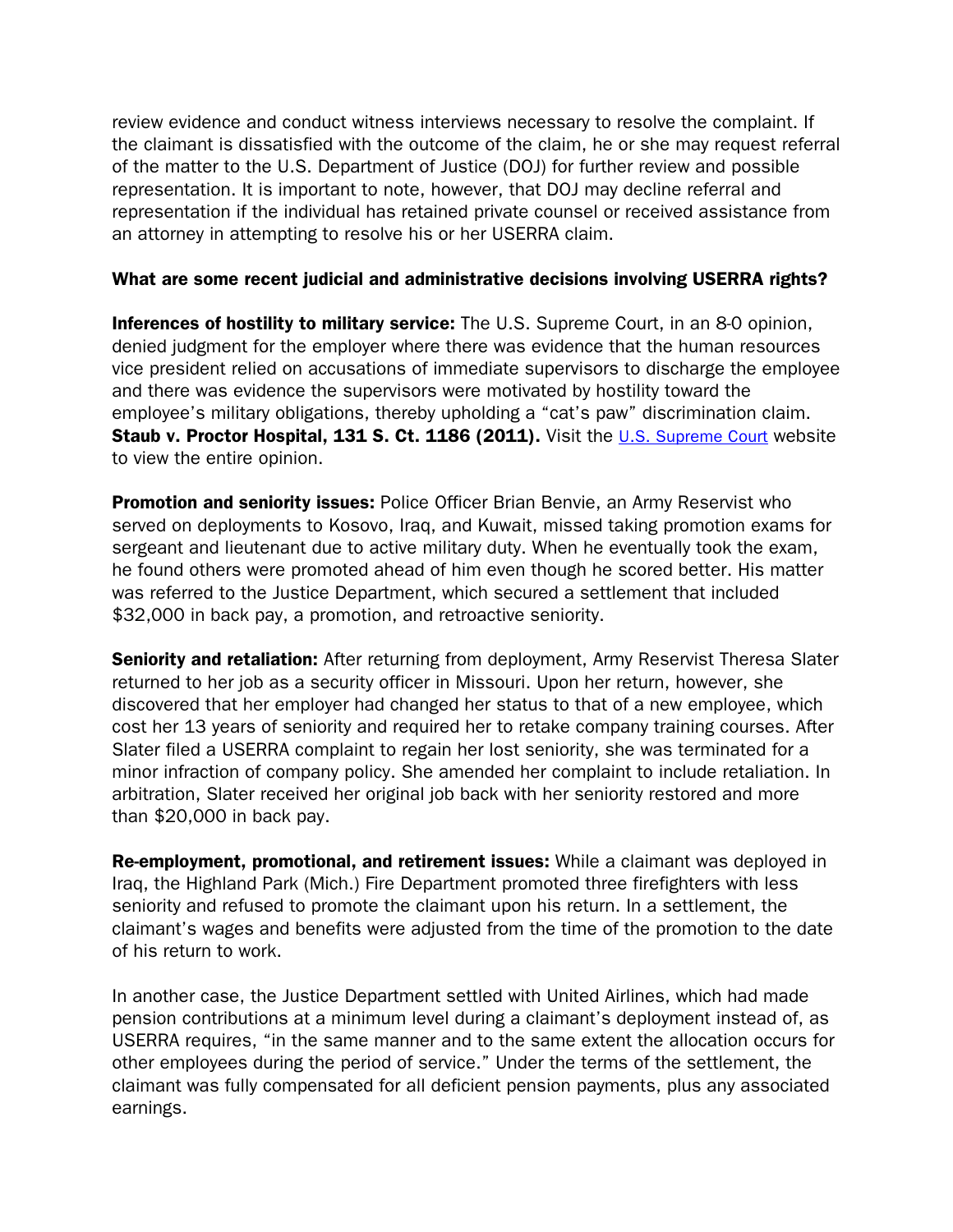review evidence and conduct witness interviews necessary to resolve the complaint. If the claimant is dissatisfied with the outcome of the claim, he or she may request referral of the matter to the U.S. Department of Justice (DOJ) for further review and possible representation. It is important to note, however, that DOJ may decline referral and representation if the individual has retained private counsel or received assistance from an attorney in attempting to resolve his or her USERRA claim.

### What are some recent judicial and administrative decisions involving USERRA rights?

**Inferences of hostility to military service:** The U.S. Supreme Court, in an 8-0 opinion, denied judgment for the employer where there was evidence that the human resources vice president relied on accusations of immediate supervisors to discharge the employee and there was evidence the supervisors were motivated by hostility toward the employee's military obligations, thereby upholding a "cat's paw" discrimination claim. **Staub v. Proctor Hospital, 131 S. Ct. 1186 (2011).** Visit the U.S. Supreme Court website to view the entire opinion.

**Promotion and seniority issues:** Police Officer Brian Benvie, an Army Reservist who served on deployments to Kosovo, Iraq, and Kuwait, missed taking promotion exams for sergeant and lieutenant due to active military duty. When he eventually took the exam, he found others were promoted ahead of him even though he scored better. His matter was referred to the Justice Department, which secured a settlement that included $32,000 in back pay, a promotion, and retroactive seniority.

**Seniority and retaliation:** After returning from deployment, Army Reservist Theresa Slater returned to her job as a security officer in Missouri. Upon her return, however, she discovered that her employer had changed her status to that of a new employee, which cost her 13 years of seniority and required her to retake company training courses. After Slater filed a USERRA complaint to regain her lost seniority, she was terminated for a minor infraction of company policy. She amended her complaint to include retaliation. In arbitration, Slater received her original job back with her seniority restored and more than $20,000 in back pay.

**Re-employment, promotional, and retirement issues:** While a claimant was deployed in Iraq, the Highland Park (Mich.) Fire Department promoted three firefighters with less seniority and refused to promote the claimant upon his return. In a settlement, the claimant's wages and benefits were adjusted from the time of the promotion to the date of his return to work.

In another case, the Justice Department settled with United Airlines, which had made pension contributions at a minimum level during a claimant's deployment instead of, as USERRA requires, "in the same manner and to the same extent the allocation occurs for other employees during the period of service." Under the terms of the settlement, the claimant was fully compensated for all deficient pension payments, plus any associated earnings.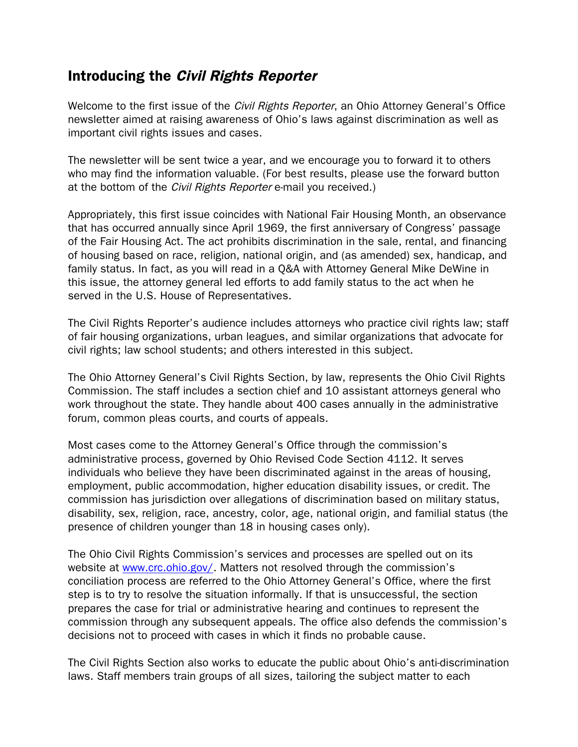## Introducing the *Civil Rights Reporter*

Welcome to the first issue of the *Civil Rights Reporter*, an Ohio Attorney General's Office newsletter aimed at raising awareness of Ohio's laws against discrimination as well as important civil rights issues and cases.

The newsletter will be sent twice a year, and we encourage you to forward it to others who may find the information valuable. (For best results, please use the forward button at the bottom of the *Civil Rights Reporter* e-mail you received.)

Appropriately, this first issue coincides with National Fair Housing Month, an observance that has occurred annually since April 1969, the first anniversary of Congress' passage of the Fair Housing Act. The act prohibits discrimination in the sale, rental, and financing of housing based on race, religion, national origin, and (as amended) sex, handicap, and family status. In fact, as you will read in a Q&A with Attorney General Mike DeWine in this issue, the attorney general led efforts to add family status to the act when he served in the U.S. House of Representatives.

The Civil Rights Reporter's audience includes attorneys who practice civil rights law; staff of fair housing organizations, urban leagues, and similar organizations that advocate for civil rights; law school students; and others interested in this subject.

The Ohio Attorney General's Civil Rights Section, by law, represents the Ohio Civil Rights Commission. The staff includes a section chief and 10 assistant attorneys general who work throughout the state. They handle about 400 cases annually in the administrative forum, common pleas courts, and courts of appeals.

Most cases come to the Attorney General's Office through the commission's administrative process, governed by Ohio Revised Code Section 4112. It serves individuals who believe they have been discriminated against in the areas of housing, employment, public accommodation, higher education disability issues, or credit. The commission has jurisdiction over allegations of discrimination based on military status, disability, sex, religion, race, ancestry, color, age, national origin, and familial status (the presence of children younger than 18 in housing cases only).

The Ohio Civil Rights Commission's services and processes are spelled out on its website at [www.crc.ohio.gov/](www.crc.ohio.gov/). Matters not resolved through the commission's conciliation process are referred to the Ohio Attorney General's Office, where the first step is to try to resolve the situation informally. If that is unsuccessful, the section prepares the case for trial or administrative hearing and continues to represent the commission through any subsequent appeals. The office also defends the commission's decisions not to proceed with cases in which it finds no probable cause.

The Civil Rights Section also works to educate the public about Ohio's anti-discrimination laws. Staff members train groups of all sizes, tailoring the subject matter to each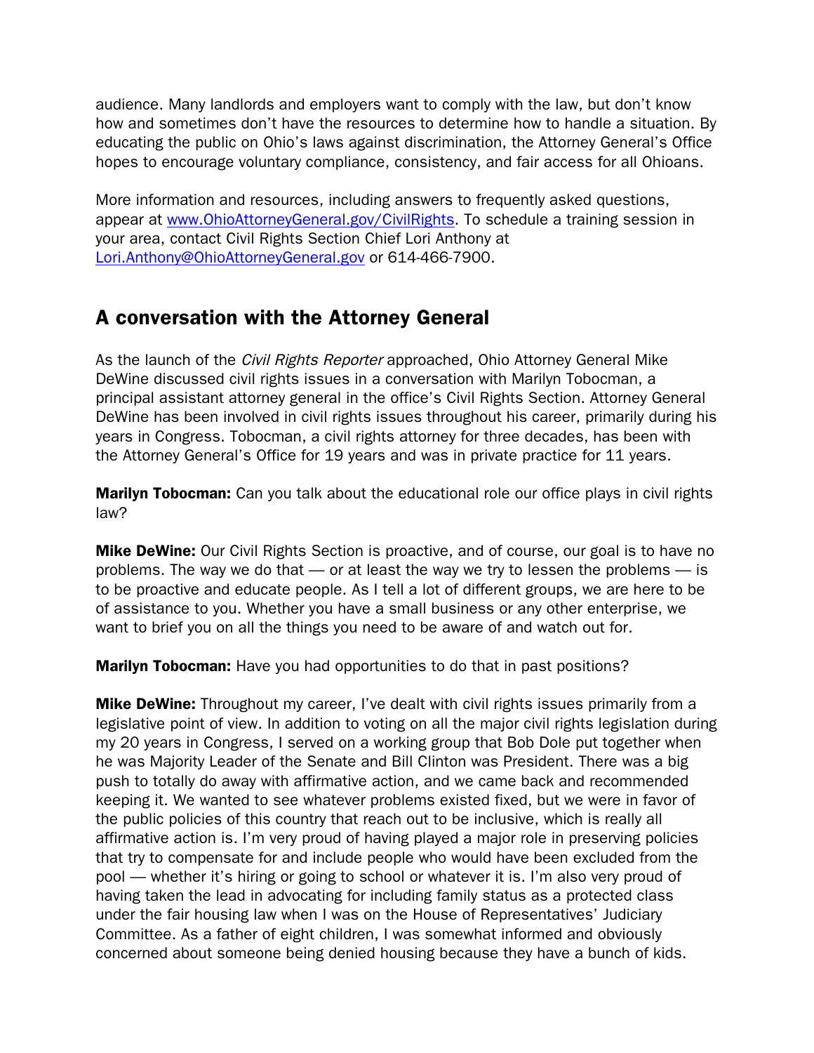audience. Many landlords and employers want to comply with the law, but don't know how and sometimes don't have the resources to determine how to handle a situation. By educating the public on Ohio's laws against discrimination, the Attorney General's Office hopes to encourage voluntary compliance, consistency, and fair access for all Ohioans.

More information and resources, including answers to frequently asked questions, appear at [www.OhioAttorneyGeneral.gov/CivilRights](www.OhioAttorneyGeneral.gov/CivilRights). To schedule a training session in your area, contact Civil Rights Section Chief Lori Anthony at [Lori.Anthony@OhioAttorneyGeneral.gov](mailto:Lori.Anthony@OhioAttorneyGeneral.gov) or 614-466-7900.

## A conversation with the Attorney General

As the launch of the *Civil Rights Reporter* approached, Ohio Attorney General Mike DeWine discussed civil rights issues in a conversation with Marilyn Tobocman, a principal assistant attorney general in the office's Civil Rights Section. Attorney General DeWine has been involved in civil rights issues throughout his career, primarily during his years in Congress. Tobocman, a civil rights attorney for three decades, has been with the Attorney General's Office for 19 years and was in private practice for 11 years.

**Marilyn Tobocman:** Can you talk about the educational role our office plays in civil rights law?

**Mike DeWine:** Our Civil Rights Section is proactive, and of course, our goal is to have no problems. The way we do that — or at least the way we try to lessen the problems — is to be proactive and educate people. As I tell a lot of different groups, we are here to be of assistance to you. Whether you have a small business or any other enterprise, we want to brief you on all the things you need to be aware of and watch out for.

**Marilyn Tobocman:** Have you had opportunities to do that in past positions?

**Mike DeWine:** Throughout my career, I've dealt with civil rights issues primarily from a legislative point of view. In addition to voting on all the major civil rights legislation during my 20 years in Congress, I served on a working group that Bob Dole put together when he was Majority Leader of the Senate and Bill Clinton was President. There was a big push to totally do away with affirmative action, and we came back and recommended keeping it. We wanted to see whatever problems existed fixed, but we were in favor of the public policies of this country that reach out to be inclusive, which is really all affirmative action is. I'm very proud of having played a major role in preserving policies that try to compensate for and include people who would have been excluded from the pool — whether it's hiring or going to school or whatever it is. I'm also very proud of having taken the lead in advocating for including family status as a protected class under the fair housing law when I was on the House of Representatives' Judiciary Committee. As a father of eight children, I was somewhat informed and obviously concerned about someone being denied housing because they have a bunch of kids.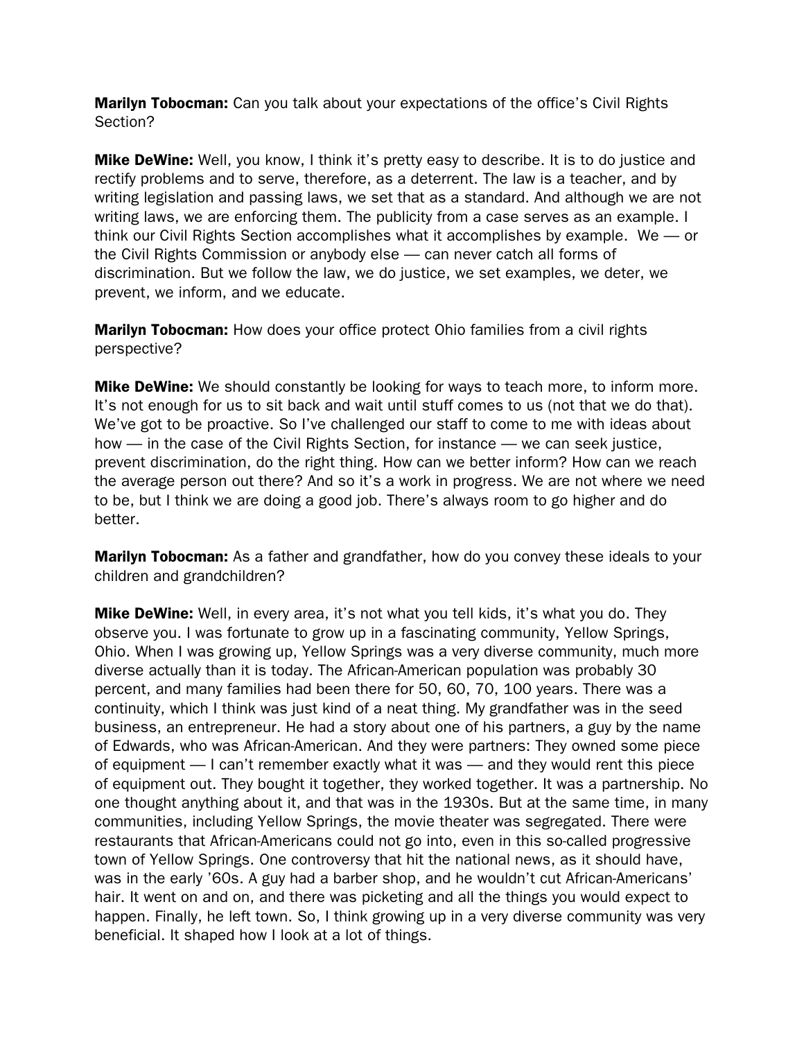**Marilyn Tobocman:** Can you talk about your expectations of the office's Civil Rights Section?

**Mike DeWine:** Well, you know, I think it's pretty easy to describe. It is to do justice and rectify problems and to serve, therefore, as a deterrent. The law is a teacher, and by writing legislation and passing laws, we set that as a standard. And although we are not writing laws, we are enforcing them. The publicity from a case serves as an example. I think our Civil Rights Section accomplishes what it accomplishes by example. We — or the Civil Rights Commission or anybody else — can never catch all forms of discrimination. But we follow the law, we do justice, we set examples, we deter, we prevent, we inform, and we educate.

**Marilyn Tobocman:** How does your office protect Ohio families from a civil rights perspective?

**Mike DeWine:** We should constantly be looking for ways to teach more, to inform more. It's not enough for us to sit back and wait until stuff comes to us (not that we do that). We've got to be proactive. So I've challenged our staff to come to me with ideas about how — in the case of the Civil Rights Section, for instance — we can seek justice, prevent discrimination, do the right thing. How can we better inform? How can we reach the average person out there? And so it's a work in progress. We are not where we need to be, but I think we are doing a good job. There's always room to go higher and do better.

**Marilyn Tobocman:** As a father and grandfather, how do you convey these ideals to your children and grandchildren?

**Mike DeWine:** Well, in every area, it's not what you tell kids, it's what you do. They observe you. I was fortunate to grow up in a fascinating community, Yellow Springs, Ohio. When I was growing up, Yellow Springs was a very diverse community, much more diverse actually than it is today. The African-American population was probably 30 percent, and many families had been there for 50, 60, 70, 100 years. There was a continuity, which I think was just kind of a neat thing. My grandfather was in the seed business, an entrepreneur. He had a story about one of his partners, a guy by the name of Edwards, who was African-American. And they were partners: They owned some piece of equipment — I can't remember exactly what it was — and they would rent this piece of equipment out. They bought it together, they worked together. It was a partnership. No one thought anything about it, and that was in the 1930s. But at the same time, in many communities, including Yellow Springs, the movie theater was segregated. There were restaurants that African-Americans could not go into, even in this so-called progressive town of Yellow Springs. One controversy that hit the national news, as it should have, was in the early '60s. A guy had a barber shop, and he wouldn't cut African-Americans' hair. It went on and on, and there was picketing and all the things you would expect to happen. Finally, he left town. So, I think growing up in a very diverse community was very beneficial. It shaped how I look at a lot of things.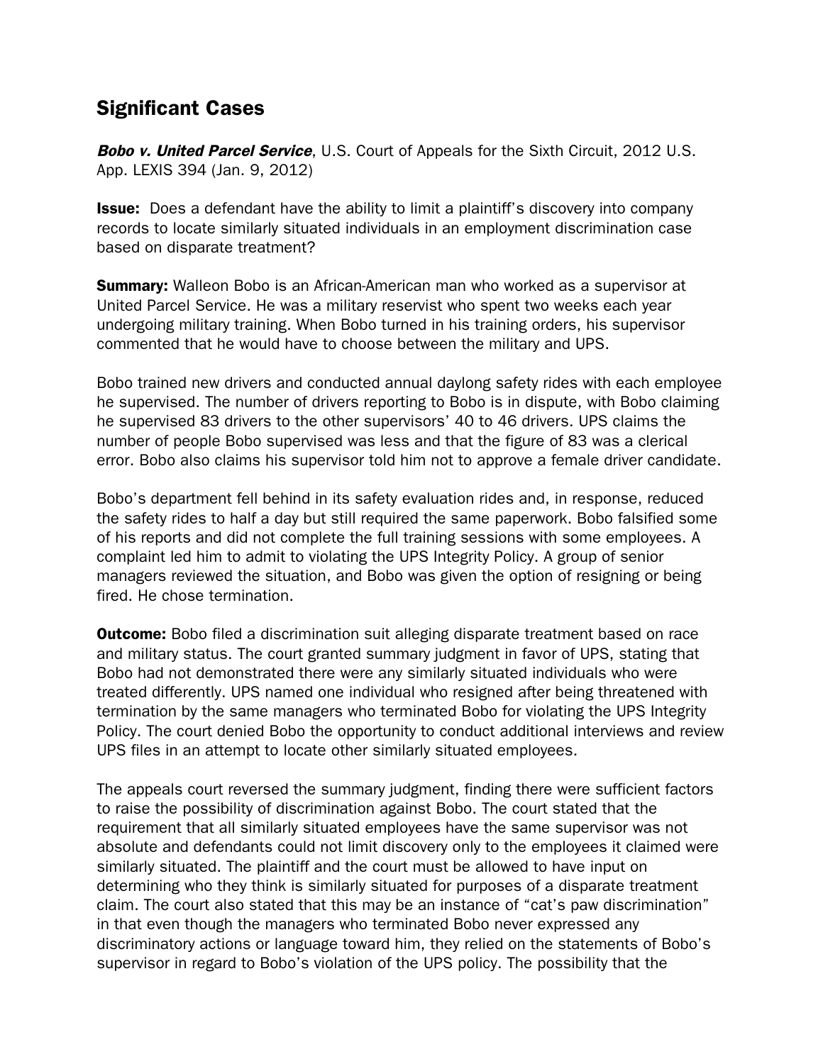## Significant Cases

***Bobo v. United Parcel Service***, U.S. Court of Appeals for the Sixth Circuit, 2012 U.S. App. LEXIS 394 (Jan. 9, 2012)

**Issue:** Does a defendant have the ability to limit a plaintiff's discovery into company records to locate similarly situated individuals in an employment discrimination case based on disparate treatment?

**Summary:** Walleon Bobo is an African-American man who worked as a supervisor at United Parcel Service. He was a military reservist who spent two weeks each year undergoing military training. When Bobo turned in his training orders, his supervisor commented that he would have to choose between the military and UPS.

Bobo trained new drivers and conducted annual daylong safety rides with each employee he supervised. The number of drivers reporting to Bobo is in dispute, with Bobo claiming he supervised 83 drivers to the other supervisors' 40 to 46 drivers. UPS claims the number of people Bobo supervised was less and that the figure of 83 was a clerical error. Bobo also claims his supervisor told him not to approve a female driver candidate.

Bobo's department fell behind in its safety evaluation rides and, in response, reduced the safety rides to half a day but still required the same paperwork. Bobo falsified some of his reports and did not complete the full training sessions with some employees. A complaint led him to admit to violating the UPS Integrity Policy. A group of senior managers reviewed the situation, and Bobo was given the option of resigning or being fired. He chose termination.

**Outcome:** Bobo filed a discrimination suit alleging disparate treatment based on race and military status. The court granted summary judgment in favor of UPS, stating that Bobo had not demonstrated there were any similarly situated individuals who were treated differently. UPS named one individual who resigned after being threatened with termination by the same managers who terminated Bobo for violating the UPS Integrity Policy. The court denied Bobo the opportunity to conduct additional interviews and review UPS files in an attempt to locate other similarly situated employees.

The appeals court reversed the summary judgment, finding there were sufficient factors to raise the possibility of discrimination against Bobo. The court stated that the requirement that all similarly situated employees have the same supervisor was not absolute and defendants could not limit discovery only to the employees it claimed were similarly situated. The plaintiff and the court must be allowed to have input on determining who they think is similarly situated for purposes of a disparate treatment claim. The court also stated that this may be an instance of "cat's paw discrimination" in that even though the managers who terminated Bobo never expressed any discriminatory actions or language toward him, they relied on the statements of Bobo's supervisor in regard to Bobo's violation of the UPS policy. The possibility that the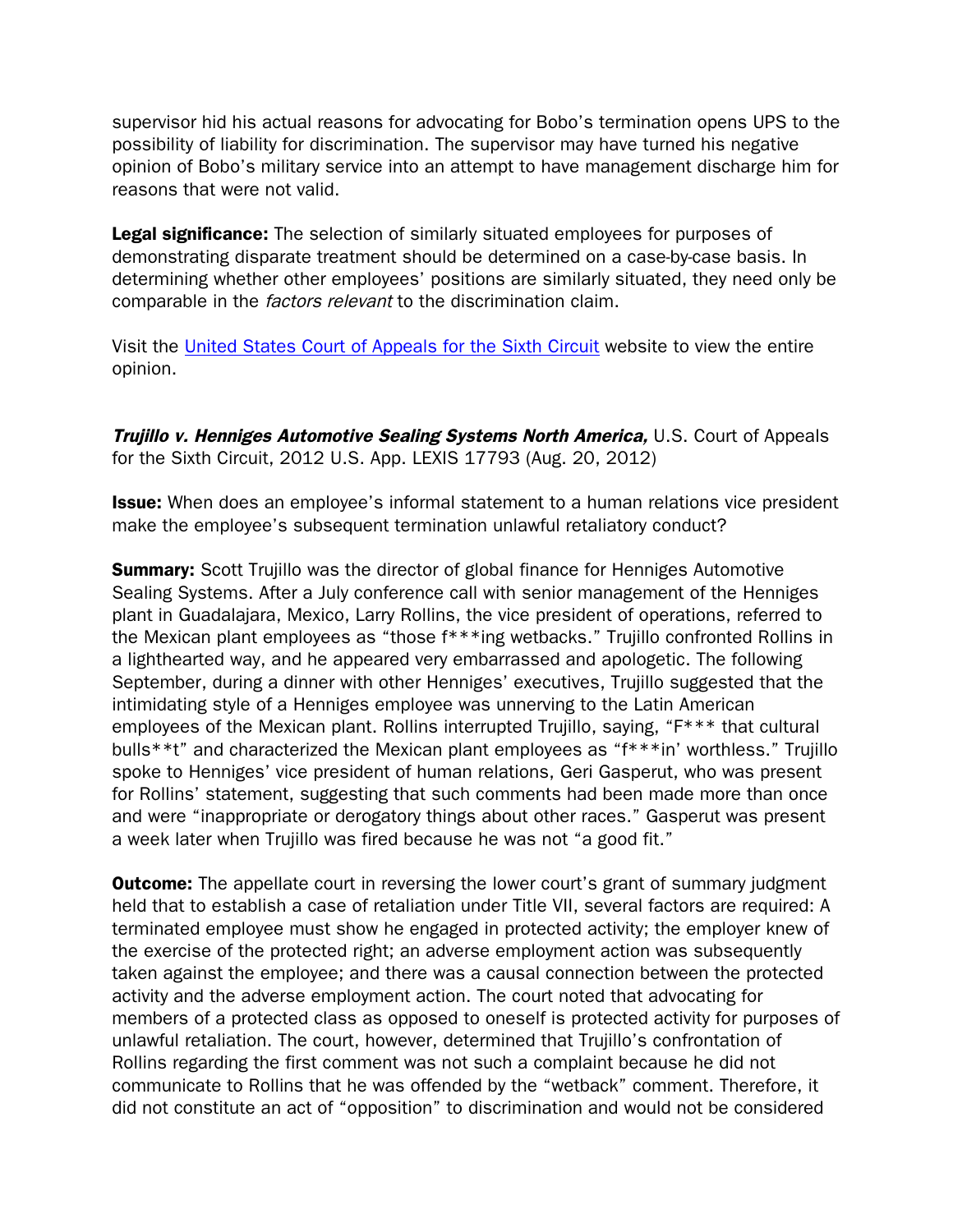supervisor hid his actual reasons for advocating for Bobo's termination opens UPS to the possibility of liability for discrimination. The supervisor may have turned his negative opinion of Bobo's military service into an attempt to have management discharge him for reasons that were not valid.

**Legal significance:** The selection of similarly situated employees for purposes of demonstrating disparate treatment should be determined on a case-by-case basis. In determining whether other employees' positions are similarly situated, they need only be comparable in the *factors relevant* to the discrimination claim.

Visit the [United States Court of Appeals for the Sixth Circuit](#) website to view the entire opinion.

***Trujillo v. Henniges Automotive Sealing Systems North America,*** U.S. Court of Appeals for the Sixth Circuit, 2012 U.S. App. LEXIS 17793 (Aug. 20, 2012)

**Issue:** When does an employee's informal statement to a human relations vice president make the employee's subsequent termination unlawful retaliatory conduct?

**Summary:** Scott Trujillo was the director of global finance for Henniges Automotive Sealing Systems. After a July conference call with senior management of the Henniges plant in Guadalajara, Mexico, Larry Rollins, the vice president of operations, referred to the Mexican plant employees as "those f***ing wetbacks." Trujillo confronted Rollins in a lighthearted way, and he appeared very embarrassed and apologetic. The following September, during a dinner with other Henniges' executives, Trujillo suggested that the intimidating style of a Henniges employee was unnerving to the Latin American employees of the Mexican plant. Rollins interrupted Trujillo, saying, "F*** that cultural bulls**t" and characterized the Mexican plant employees as "f***in' worthless." Trujillo spoke to Henniges' vice president of human relations, Geri Gasperut, who was present for Rollins' statement, suggesting that such comments had been made more than once and were "inappropriate or derogatory things about other races." Gasperut was present a week later when Trujillo was fired because he was not "a good fit."

**Outcome:** The appellate court in reversing the lower court's grant of summary judgment held that to establish a case of retaliation under Title VII, several factors are required: A terminated employee must show he engaged in protected activity; the employer knew of the exercise of the protected right; an adverse employment action was subsequently taken against the employee; and there was a causal connection between the protected activity and the adverse employment action. The court noted that advocating for members of a protected class as opposed to oneself is protected activity for purposes of unlawful retaliation. The court, however, determined that Trujillo's confrontation of Rollins regarding the first comment was not such a complaint because he did not communicate to Rollins that he was offended by the "wetback" comment. Therefore, it did not constitute an act of "opposition" to discrimination and would not be considered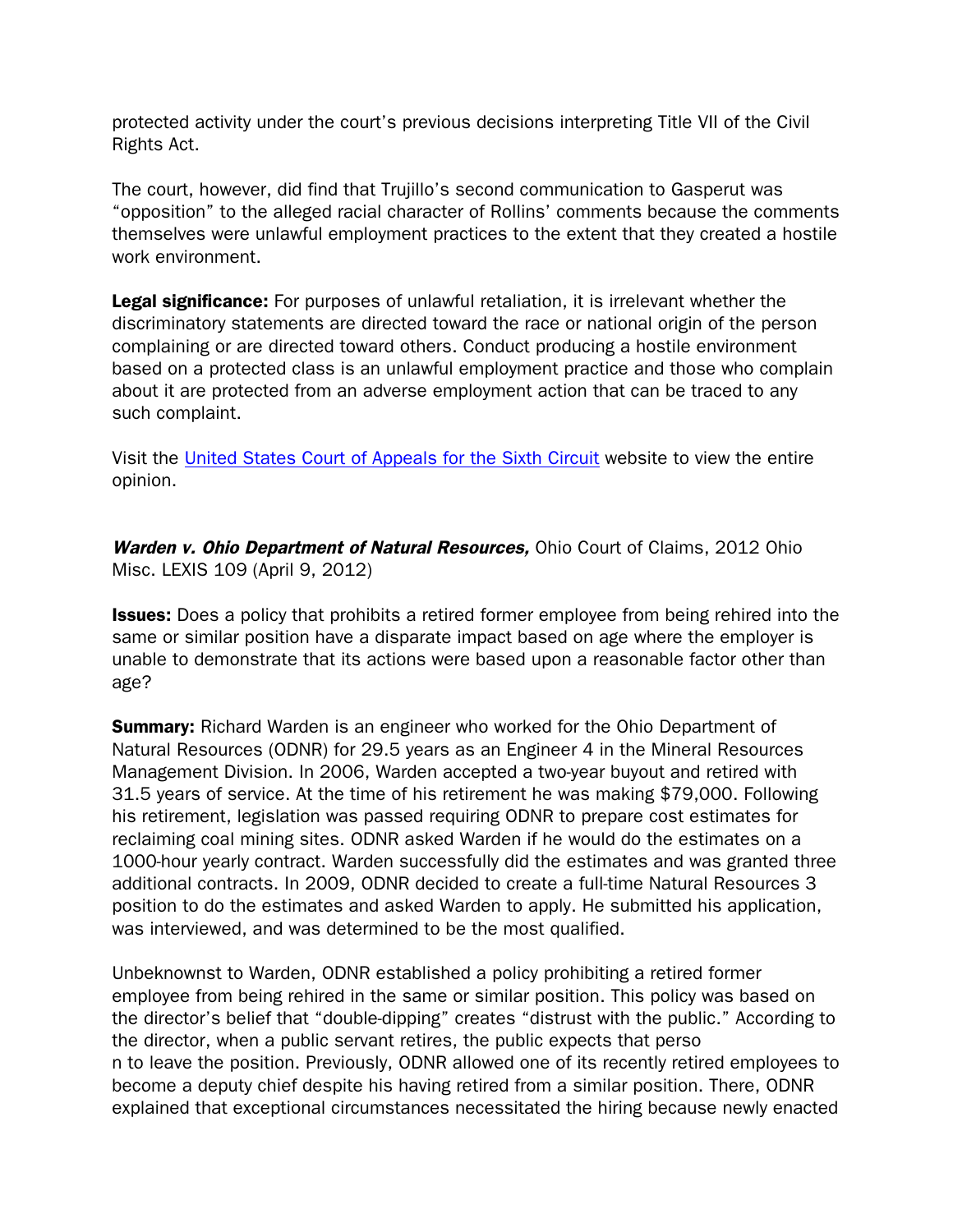protected activity under the court's previous decisions interpreting Title VII of the Civil Rights Act.

The court, however, did find that Trujillo's second communication to Gasperut was "opposition" to the alleged racial character of Rollins' comments because the comments themselves were unlawful employment practices to the extent that they created a hostile work environment.

**Legal significance:** For purposes of unlawful retaliation, it is irrelevant whether the discriminatory statements are directed toward the race or national origin of the person complaining or are directed toward others. Conduct producing a hostile environment based on a protected class is an unlawful employment practice and those who complain about it are protected from an adverse employment action that can be traced to any such complaint.

Visit the [United States Court of Appeals for the Sixth Circuit]() website to view the entire opinion.

***Warden v. Ohio Department of Natural Resources,*** Ohio Court of Claims, 2012 Ohio Misc. LEXIS 109 (April 9, 2012)

**Issues:** Does a policy that prohibits a retired former employee from being rehired into the same or similar position have a disparate impact based on age where the employer is unable to demonstrate that its actions were based upon a reasonable factor other than age?

**Summary:** Richard Warden is an engineer who worked for the Ohio Department of Natural Resources (ODNR) for 29.5 years as an Engineer 4 in the Mineral Resources Management Division. In 2006, Warden accepted a two-year buyout and retired with 31.5 years of service. At the time of his retirement he was making $79,000. Following his retirement, legislation was passed requiring ODNR to prepare cost estimates for reclaiming coal mining sites. ODNR asked Warden if he would do the estimates on a 1000-hour yearly contract. Warden successfully did the estimates and was granted three additional contracts. In 2009, ODNR decided to create a full-time Natural Resources 3 position to do the estimates and asked Warden to apply. He submitted his application, was interviewed, and was determined to be the most qualified.

Unbeknownst to Warden, ODNR established a policy prohibiting a retired former employee from being rehired in the same or similar position. This policy was based on the director's belief that "double-dipping" creates "distrust with the public." According to the director, when a public servant retires, the public expects that person to leave the position. Previously, ODNR allowed one of its recently retired employees to become a deputy chief despite his having retired from a similar position. There, ODNR explained that exceptional circumstances necessitated the hiring because newly enacted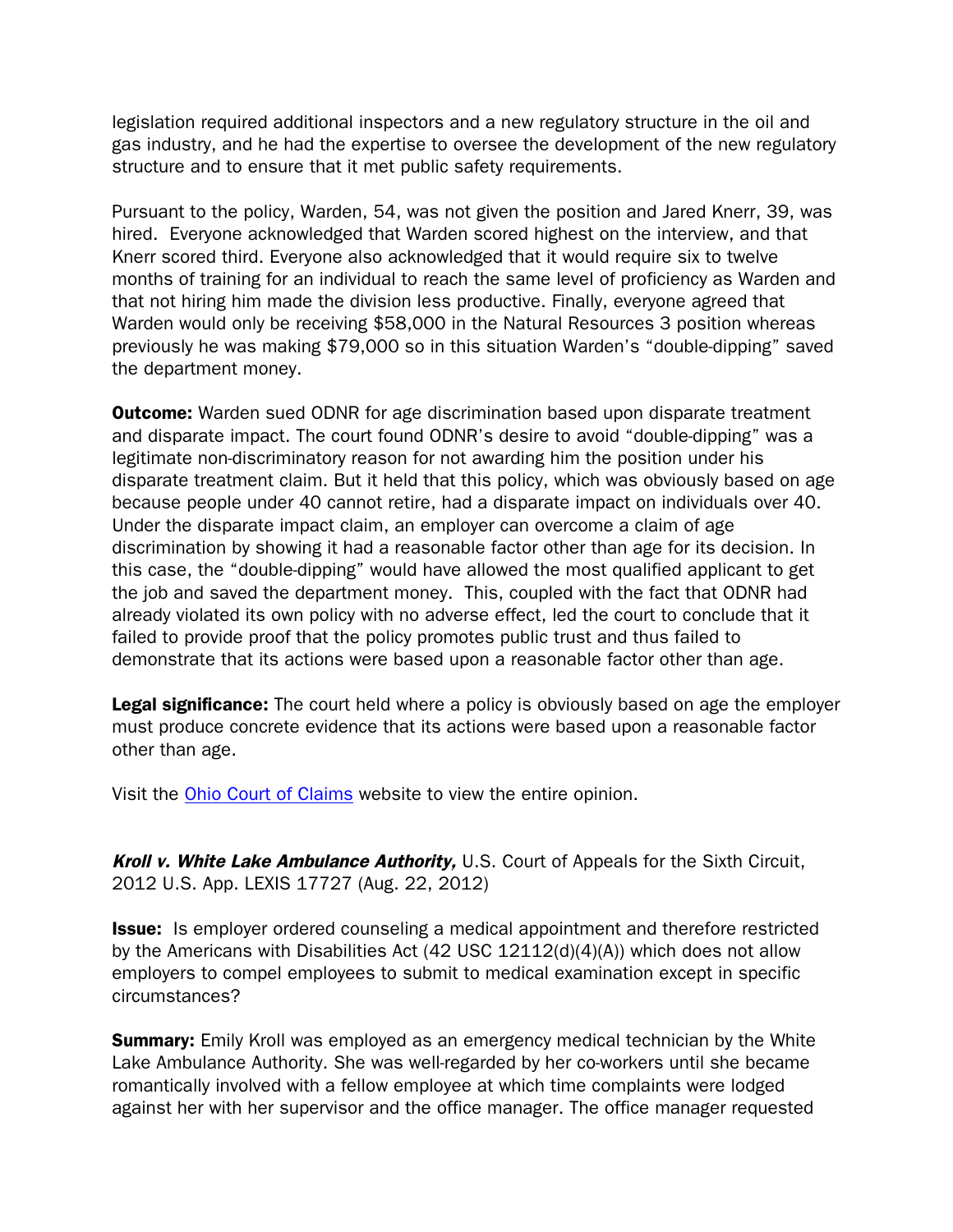legislation required additional inspectors and a new regulatory structure in the oil and gas industry, and he had the expertise to oversee the development of the new regulatory structure and to ensure that it met public safety requirements.

Pursuant to the policy, Warden, 54, was not given the position and Jared Knerr, 39, was hired. Everyone acknowledged that Warden scored highest on the interview, and that Knerr scored third. Everyone also acknowledged that it would require six to twelve months of training for an individual to reach the same level of proficiency as Warden and that not hiring him made the division less productive. Finally, everyone agreed that Warden would only be receiving $58,000 in the Natural Resources 3 position whereas previously he was making $79,000 so in this situation Warden's "double-dipping" saved the department money.

**Outcome:** Warden sued ODNR for age discrimination based upon disparate treatment and disparate impact. The court found ODNR's desire to avoid "double-dipping" was a legitimate non-discriminatory reason for not awarding him the position under his disparate treatment claim. But it held that this policy, which was obviously based on age because people under 40 cannot retire, had a disparate impact on individuals over 40. Under the disparate impact claim, an employer can overcome a claim of age discrimination by showing it had a reasonable factor other than age for its decision. In this case, the "double-dipping" would have allowed the most qualified applicant to get the job and saved the department money. This, coupled with the fact that ODNR had already violated its own policy with no adverse effect, led the court to conclude that it failed to provide proof that the policy promotes public trust and thus failed to demonstrate that its actions were based upon a reasonable factor other than age.

**Legal significance:** The court held where a policy is obviously based on age the employer must produce concrete evidence that its actions were based upon a reasonable factor other than age.

Visit the Ohio Court of Claims website to view the entire opinion.

***Kroll v. White Lake Ambulance Authority,*** U.S. Court of Appeals for the Sixth Circuit, 2012 U.S. App. LEXIS 17727 (Aug. 22, 2012)

**Issue:** Is employer ordered counseling a medical appointment and therefore restricted by the Americans with Disabilities Act (42 USC 12112(d)(4)(A)) which does not allow employers to compel employees to submit to medical examination except in specific circumstances?

**Summary:** Emily Kroll was employed as an emergency medical technician by the White Lake Ambulance Authority. She was well-regarded by her co-workers until she became romantically involved with a fellow employee at which time complaints were lodged against her with her supervisor and the office manager. The office manager requested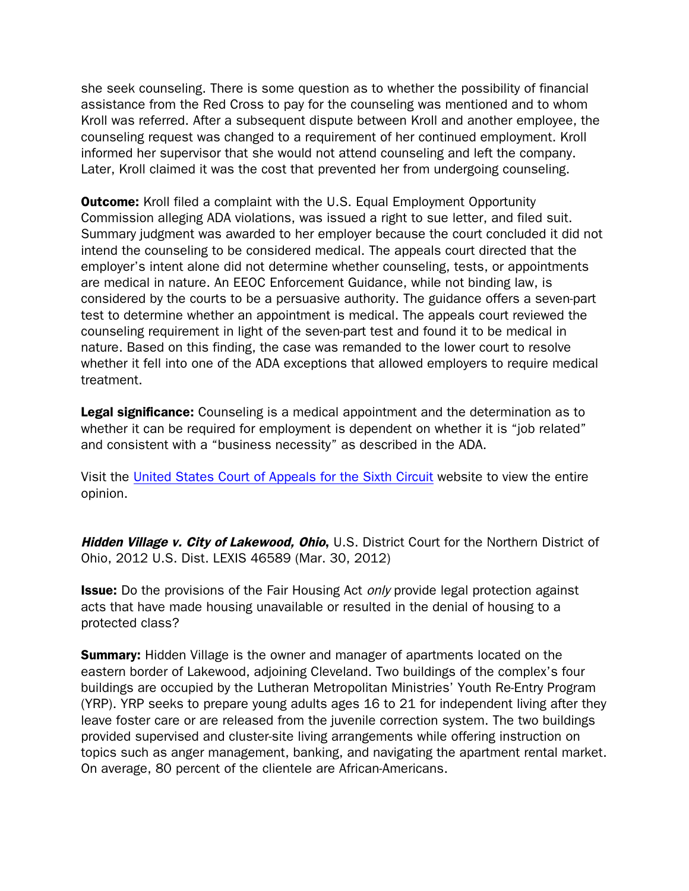she seek counseling. There is some question as to whether the possibility of financial assistance from the Red Cross to pay for the counseling was mentioned and to whom Kroll was referred. After a subsequent dispute between Kroll and another employee, the counseling request was changed to a requirement of her continued employment. Kroll informed her supervisor that she would not attend counseling and left the company. Later, Kroll claimed it was the cost that prevented her from undergoing counseling.

**Outcome:** Kroll filed a complaint with the U.S. Equal Employment Opportunity Commission alleging ADA violations, was issued a right to sue letter, and filed suit. Summary judgment was awarded to her employer because the court concluded it did not intend the counseling to be considered medical. The appeals court directed that the employer's intent alone did not determine whether counseling, tests, or appointments are medical in nature. An EEOC Enforcement Guidance, while not binding law, is considered by the courts to be a persuasive authority. The guidance offers a seven-part test to determine whether an appointment is medical. The appeals court reviewed the counseling requirement in light of the seven-part test and found it to be medical in nature. Based on this finding, the case was remanded to the lower court to resolve whether it fell into one of the ADA exceptions that allowed employers to require medical treatment.

**Legal significance:** Counseling is a medical appointment and the determination as to whether it can be required for employment is dependent on whether it is "job related" and consistent with a "business necessity" as described in the ADA.

Visit the [United States Court of Appeals for the Sixth Circuit]() website to view the entire opinion.

***Hidden Village v. City of Lakewood, Ohio***, U.S. District Court for the Northern District of Ohio, 2012 U.S. Dist. LEXIS 46589 (Mar. 30, 2012)

**Issue:** Do the provisions of the Fair Housing Act *only* provide legal protection against acts that have made housing unavailable or resulted in the denial of housing to a protected class?

**Summary:** Hidden Village is the owner and manager of apartments located on the eastern border of Lakewood, adjoining Cleveland. Two buildings of the complex's four buildings are occupied by the Lutheran Metropolitan Ministries' Youth Re-Entry Program (YRP). YRP seeks to prepare young adults ages 16 to 21 for independent living after they leave foster care or are released from the juvenile correction system. The two buildings provided supervised and cluster-site living arrangements while offering instruction on topics such as anger management, banking, and navigating the apartment rental market. On average, 80 percent of the clientele are African-Americans.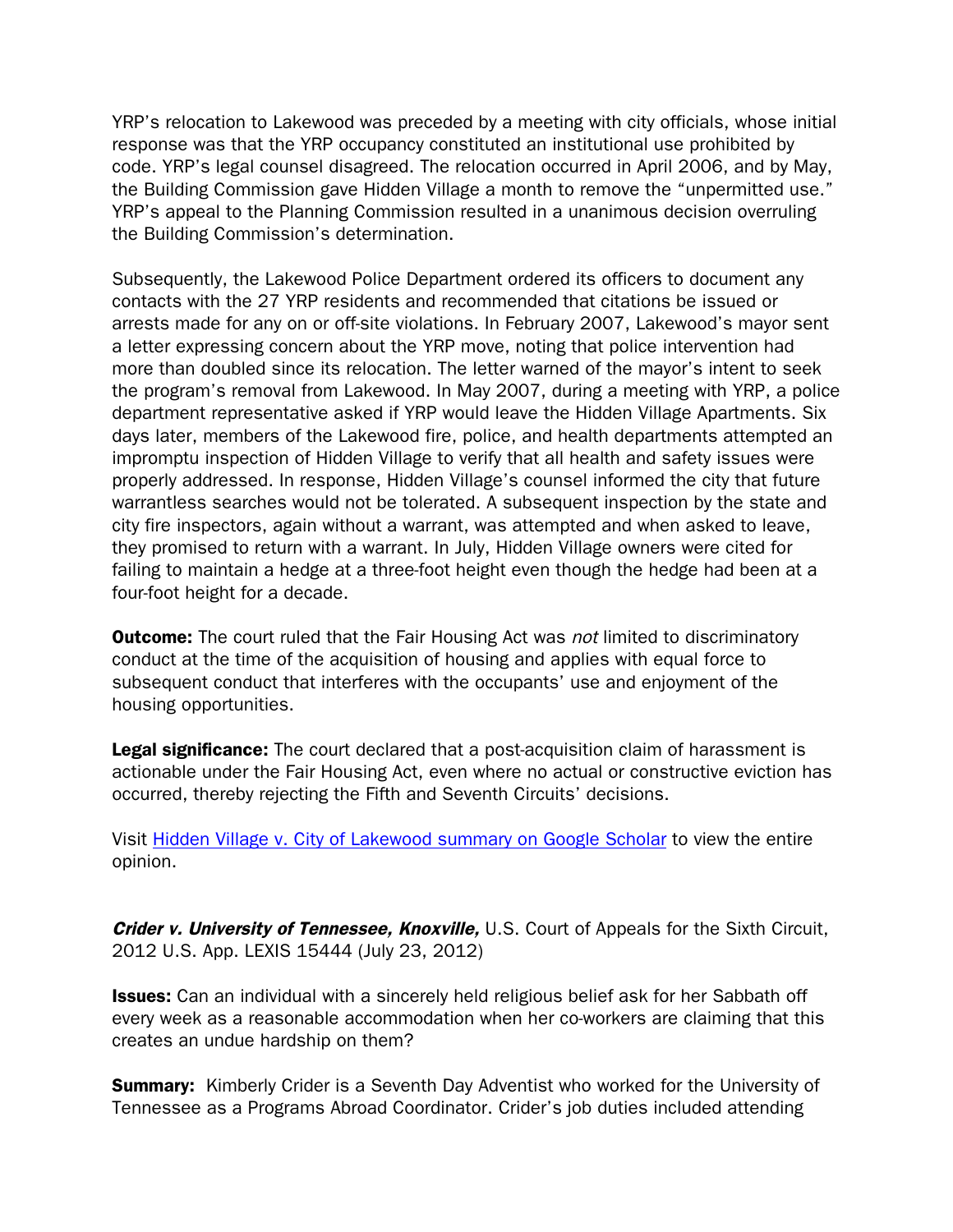YRP's relocation to Lakewood was preceded by a meeting with city officials, whose initial response was that the YRP occupancy constituted an institutional use prohibited by code. YRP's legal counsel disagreed. The relocation occurred in April 2006, and by May, the Building Commission gave Hidden Village a month to remove the "unpermitted use." YRP's appeal to the Planning Commission resulted in a unanimous decision overruling the Building Commission's determination.

Subsequently, the Lakewood Police Department ordered its officers to document any contacts with the 27 YRP residents and recommended that citations be issued or arrests made for any on or off-site violations. In February 2007, Lakewood's mayor sent a letter expressing concern about the YRP move, noting that police intervention had more than doubled since its relocation. The letter warned of the mayor's intent to seek the program's removal from Lakewood. In May 2007, during a meeting with YRP, a police department representative asked if YRP would leave the Hidden Village Apartments. Six days later, members of the Lakewood fire, police, and health departments attempted an impromptu inspection of Hidden Village to verify that all health and safety issues were properly addressed. In response, Hidden Village's counsel informed the city that future warrantless searches would not be tolerated. A subsequent inspection by the state and city fire inspectors, again without a warrant, was attempted and when asked to leave, they promised to return with a warrant. In July, Hidden Village owners were cited for failing to maintain a hedge at a three-foot height even though the hedge had been at a four-foot height for a decade.

**Outcome:** The court ruled that the Fair Housing Act was *not* limited to discriminatory conduct at the time of the acquisition of housing and applies with equal force to subsequent conduct that interferes with the occupants' use and enjoyment of the housing opportunities.

**Legal significance:** The court declared that a post-acquisition claim of harassment is actionable under the Fair Housing Act, even where no actual or constructive eviction has occurred, thereby rejecting the Fifth and Seventh Circuits' decisions.

Visit [Hidden Village v. City of Lakewood summary on Google Scholar]() to view the entire opinion.

***Crider v. University of Tennessee, Knoxville,*** U.S. Court of Appeals for the Sixth Circuit, 2012 U.S. App. LEXIS 15444 (July 23, 2012)

**Issues:** Can an individual with a sincerely held religious belief ask for her Sabbath off every week as a reasonable accommodation when her co-workers are claiming that this creates an undue hardship on them?

**Summary:** Kimberly Crider is a Seventh Day Adventist who worked for the University of Tennessee as a Programs Abroad Coordinator. Crider's job duties included attending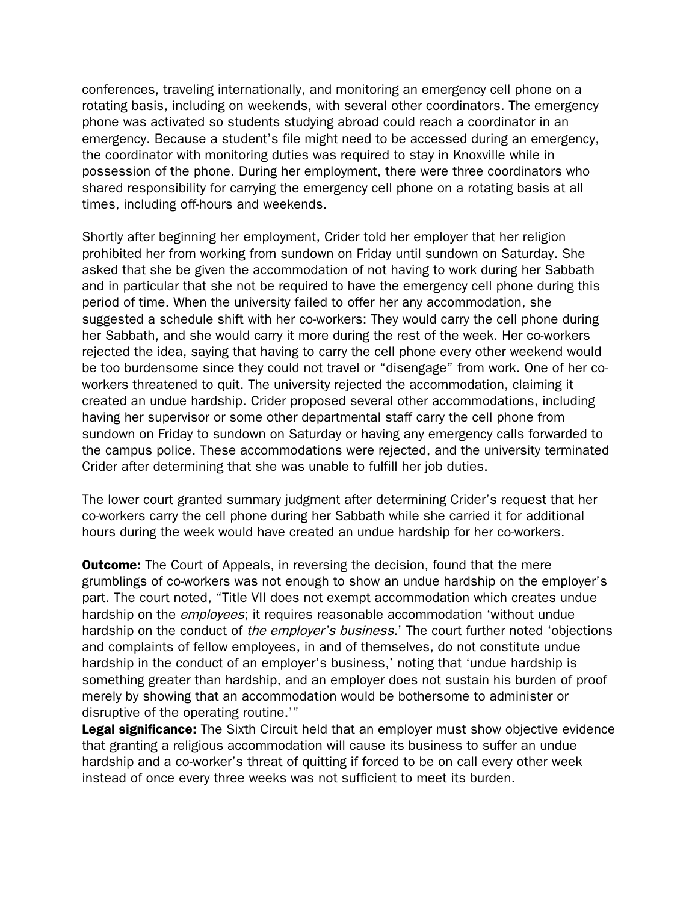conferences, traveling internationally, and monitoring an emergency cell phone on a rotating basis, including on weekends, with several other coordinators. The emergency phone was activated so students studying abroad could reach a coordinator in an emergency. Because a student's file might need to be accessed during an emergency, the coordinator with monitoring duties was required to stay in Knoxville while in possession of the phone. During her employment, there were three coordinators who shared responsibility for carrying the emergency cell phone on a rotating basis at all times, including off-hours and weekends.

Shortly after beginning her employment, Crider told her employer that her religion prohibited her from working from sundown on Friday until sundown on Saturday. She asked that she be given the accommodation of not having to work during her Sabbath and in particular that she not be required to have the emergency cell phone during this period of time. When the university failed to offer her any accommodation, she suggested a schedule shift with her co-workers: They would carry the cell phone during her Sabbath, and she would carry it more during the rest of the week. Her co-workers rejected the idea, saying that having to carry the cell phone every other weekend would be too burdensome since they could not travel or "disengage" from work. One of her co-workers threatened to quit. The university rejected the accommodation, claiming it created an undue hardship. Crider proposed several other accommodations, including having her supervisor or some other departmental staff carry the cell phone from sundown on Friday to sundown on Saturday or having any emergency calls forwarded to the campus police. These accommodations were rejected, and the university terminated Crider after determining that she was unable to fulfill her job duties.

The lower court granted summary judgment after determining Crider's request that her co-workers carry the cell phone during her Sabbath while she carried it for additional hours during the week would have created an undue hardship for her co-workers.

**Outcome:** The Court of Appeals, in reversing the decision, found that the mere grumblings of co-workers was not enough to show an undue hardship on the employer's part. The court noted, "Title VII does not exempt accommodation which creates undue hardship on the *employees*; it requires reasonable accommodation 'without undue hardship on the conduct of *the employer's business.*' The court further noted 'objections and complaints of fellow employees, in and of themselves, do not constitute undue hardship in the conduct of an employer's business,' noting that 'undue hardship is something greater than hardship, and an employer does not sustain his burden of proof merely by showing that an accommodation would be bothersome to administer or disruptive of the operating routine.'"

**Legal significance:** The Sixth Circuit held that an employer must show objective evidence that granting a religious accommodation will cause its business to suffer an undue hardship and a co-worker's threat of quitting if forced to be on call every other week instead of once every three weeks was not sufficient to meet its burden.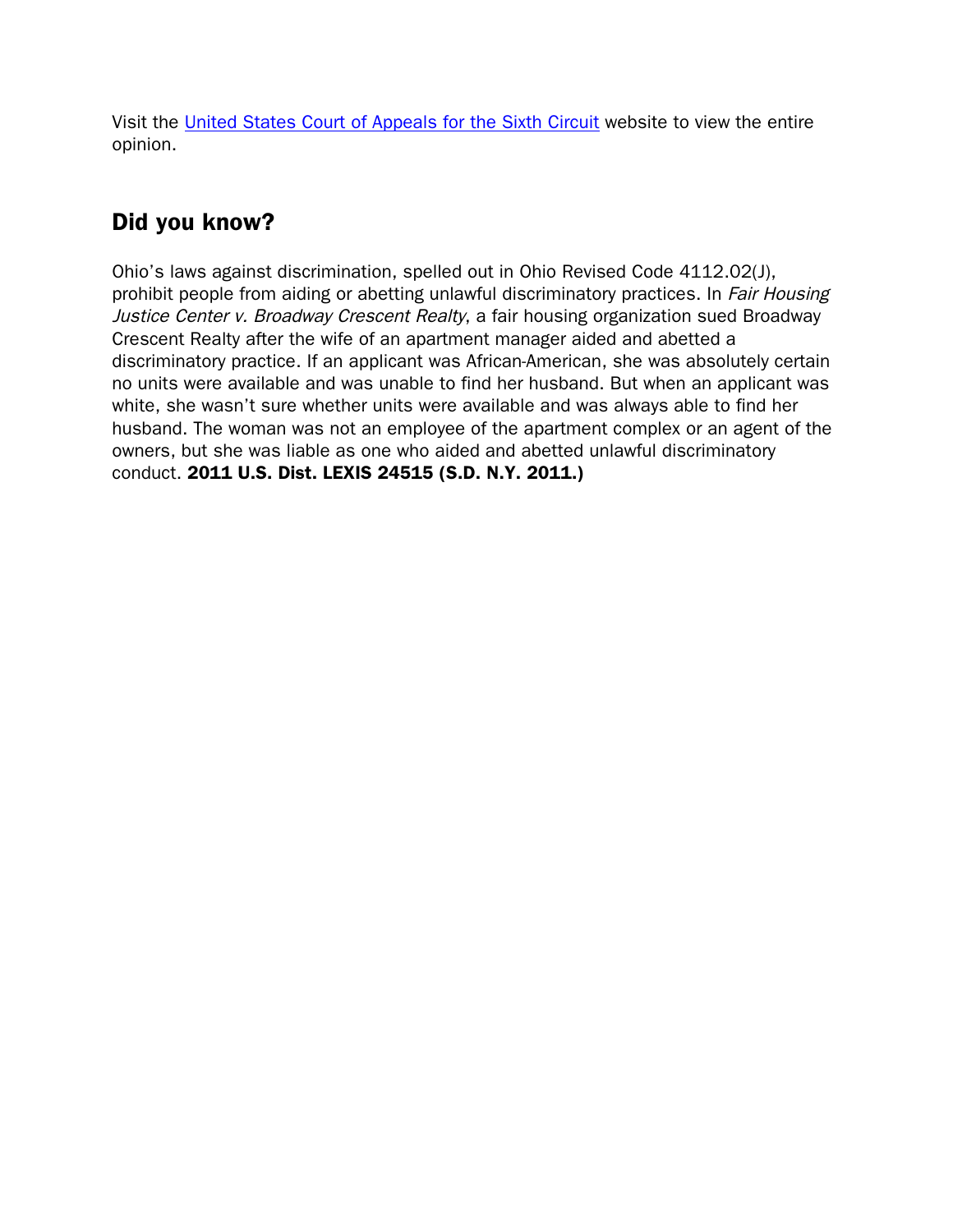Visit the [United States Court of Appeals for the Sixth Circuit](#) website to view the entire opinion.

## Did you know?

Ohio's laws against discrimination, spelled out in Ohio Revised Code 4112.02(J), prohibit people from aiding or abetting unlawful discriminatory practices. In *Fair Housing Justice Center v. Broadway Crescent Realty*, a fair housing organization sued Broadway Crescent Realty after the wife of an apartment manager aided and abetted a discriminatory practice. If an applicant was African-American, she was absolutely certain no units were available and was unable to find her husband. But when an applicant was white, she wasn't sure whether units were available and was always able to find her husband. The woman was not an employee of the apartment complex or an agent of the owners, but she was liable as one who aided and abetted unlawful discriminatory conduct. **2011 U.S. Dist. LEXIS 24515 (S.D. N.Y. 2011.)**